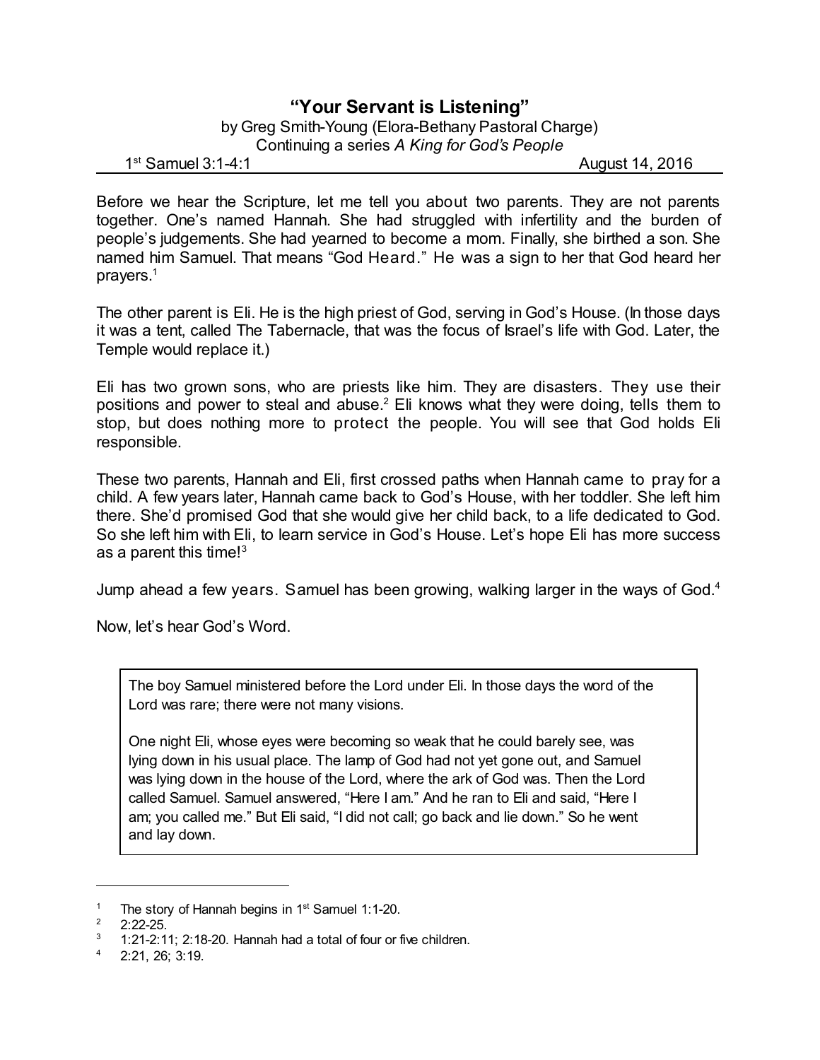# "Your Servant is Listening"

by Greg Smith-Young (Elora-Bethany Pastoral Charge)
Continuing a series *A King for God's People*

1st Samuel 3:1-4:1 — August 14, 2016

Before we hear the Scripture, let me tell you about two parents. They are not parents together. One's named Hannah. She had struggled with infertility and the burden of people's judgements. She had yearned to become a mom. Finally, she birthed a son. She named him Samuel. That means "God Heard." He was a sign to her that God heard her prayers.[1]

The other parent is Eli. He is the high priest of God, serving in God's House. (In those days it was a tent, called The Tabernacle, that was the focus of Israel's life with God. Later, the Temple would replace it.)

Eli has two grown sons, who are priests like him. They are disasters. They use their positions and power to steal and abuse.[2] Eli knows what they were doing, tells them to stop, but does nothing more to protect the people. You will see that God holds Eli responsible.

These two parents, Hannah and Eli, first crossed paths when Hannah came to pray for a child. A few years later, Hannah came back to God's House, with her toddler. She left him there. She'd promised God that she would give her child back, to a life dedicated to God. So she left him with Eli, to learn service in God's House. Let's hope Eli has more success as a parent this time![3]

Jump ahead a few years. Samuel has been growing, walking larger in the ways of God.[4]

Now, let's hear God's Word.

> The boy Samuel ministered before the Lord under Eli. In those days the word of the Lord was rare; there were not many visions.
>
> One night Eli, whose eyes were becoming so weak that he could barely see, was lying down in his usual place. The lamp of God had not yet gone out, and Samuel was lying down in the house of the Lord, where the ark of God was. Then the Lord called Samuel. Samuel answered, "Here I am." And he ran to Eli and said, "Here I am; you called me." But Eli said, "I did not call; go back and lie down." So he went and lay down.

---

[1] The story of Hannah begins in 1st Samuel 1:1-20.
[2] 2:22-25.
[3] 1:21-2:11; 2:18-20. Hannah had a total of four or five children.
[4] 2:21, 26; 3:19.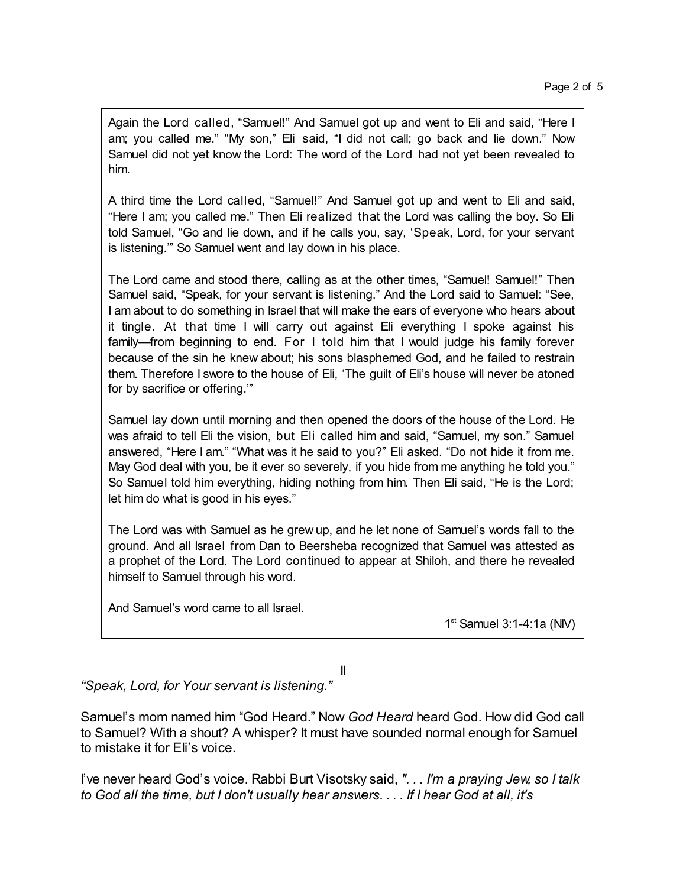Again the Lord called, "Samuel!" And Samuel got up and went to Eli and said, "Here I am; you called me." "My son," Eli said, "I did not call; go back and lie down." Now Samuel did not yet know the Lord: The word of the Lord had not yet been revealed to him.

A third time the Lord called, "Samuel!" And Samuel got up and went to Eli and said, "Here I am; you called me." Then Eli realized that the Lord was calling the boy. So Eli told Samuel, "Go and lie down, and if he calls you, say, 'Speak, Lord, for your servant is listening.'" So Samuel went and lay down in his place.

The Lord came and stood there, calling as at the other times, "Samuel! Samuel!" Then Samuel said, "Speak, for your servant is listening." And the Lord said to Samuel: "See, I am about to do something in Israel that will make the ears of everyone who hears about it tingle. At that time I will carry out against Eli everything I spoke against his family—from beginning to end. For I told him that I would judge his family forever because of the sin he knew about; his sons blasphemed God, and he failed to restrain them. Therefore I swore to the house of Eli, 'The guilt of Eli's house will never be atoned for by sacrifice or offering.'"

Samuel lay down until morning and then opened the doors of the house of the Lord. He was afraid to tell Eli the vision, but Eli called him and said, "Samuel, my son." Samuel answered, "Here I am." "What was it he said to you?" Eli asked. "Do not hide it from me. May God deal with you, be it ever so severely, if you hide from me anything he told you." So Samuel told him everything, hiding nothing from him. Then Eli said, "He is the Lord; let him do what is good in his eyes."

The Lord was with Samuel as he grew up, and he let none of Samuel's words fall to the ground. And all Israel from Dan to Beersheba recognized that Samuel was attested as a prophet of the Lord. The Lord continued to appear at Shiloh, and there he revealed himself to Samuel through his word.

And Samuel's word came to all Israel.

1st Samuel 3:1-4:1a (NIV)

II

*"Speak, Lord, for Your servant is listening."*

Samuel's mom named him "God Heard." Now *God Heard* heard God. How did God call to Samuel? With a shout? A whisper? It must have sounded normal enough for Samuel to mistake it for Eli's voice.

I've never heard God's voice. Rabbi Burt Visotsky said, *". . . I'm a praying Jew, so I talk to God all the time, but I don't usually hear answers. . . . If I hear God at all, it's*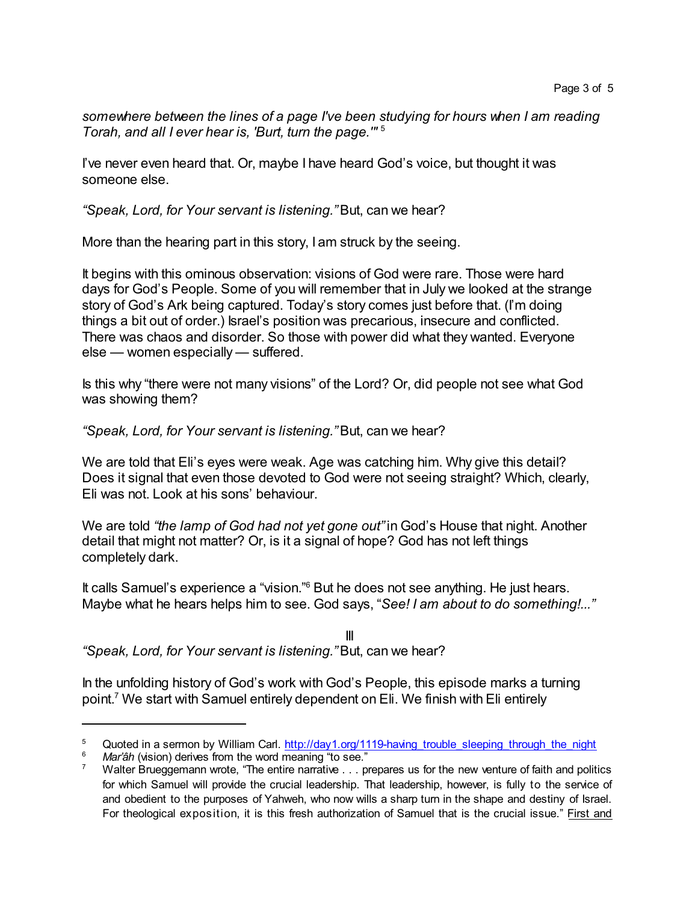*somewhere between the lines of a page I've been studying for hours when I am reading Torah, and all I ever hear is, 'Burt, turn the page.'"* [5]

I've never even heard that. Or, maybe I have heard God's voice, but thought it was someone else.

*"Speak, Lord, for Your servant is listening."* But, can we hear?

More than the hearing part in this story, I am struck by the seeing.

It begins with this ominous observation: visions of God were rare. Those were hard days for God's People. Some of you will remember that in July we looked at the strange story of God's Ark being captured. Today's story comes just before that. (I'm doing things a bit out of order.) Israel's position was precarious, insecure and conflicted. There was chaos and disorder. So those with power did what they wanted. Everyone else — women especially — suffered.

Is this why "there were not many visions" of the Lord? Or, did people not see what God was showing them?

*"Speak, Lord, for Your servant is listening."* But, can we hear?

We are told that Eli's eyes were weak. Age was catching him. Why give this detail? Does it signal that even those devoted to God were not seeing straight? Which, clearly, Eli was not. Look at his sons' behaviour.

We are told *"the lamp of God had not yet gone out"* in God's House that night. Another detail that might not matter? Or, is it a signal of hope? God has not left things completely dark.

It calls Samuel's experience a "vision."[6] But he does not see anything. He just hears. Maybe what he hears helps him to see. God says, "*See! I am about to do something!..."*

III

*"Speak, Lord, for Your servant is listening."* But, can we hear?

In the unfolding history of God's work with God's People, this episode marks a turning point.[7] We start with Samuel entirely dependent on Eli. We finish with Eli entirely

---

[5] Quoted in a sermon by William Carl. http://day1.org/1119-having_trouble_sleeping_through_the_night

[6] *Mar'âh* (vision) derives from the word meaning "to see."

[7] Walter Brueggemann wrote, "The entire narrative . . . prepares us for the new venture of faith and politics for which Samuel will provide the crucial leadership. That leadership, however, is fully to the service of and obedient to the purposes of Yahweh, who now wills a sharp turn in the shape and destiny of Israel. For theological exposition, it is this fresh authorization of Samuel that is the crucial issue." First and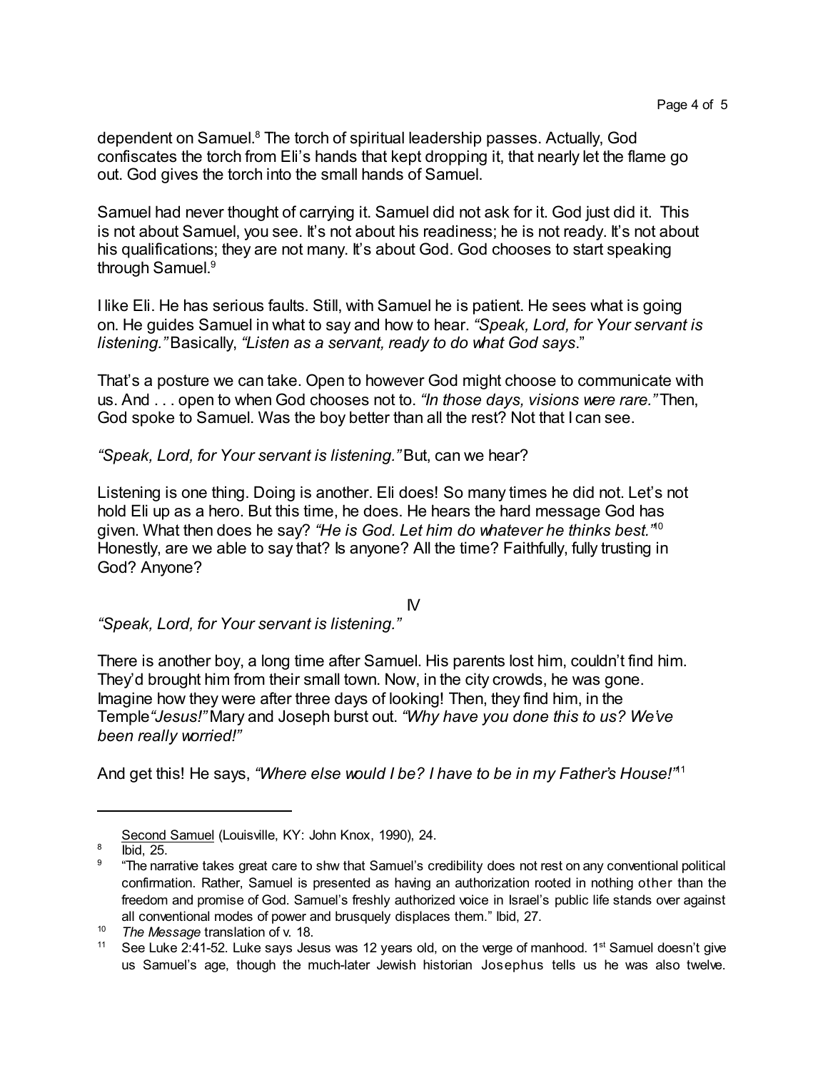dependent on Samuel.[8] The torch of spiritual leadership passes. Actually, God confiscates the torch from Eli's hands that kept dropping it, that nearly let the flame go out. God gives the torch into the small hands of Samuel.

Samuel had never thought of carrying it. Samuel did not ask for it. God just did it. This is not about Samuel, you see. It's not about his readiness; he is not ready. It's not about his qualifications; they are not many. It's about God. God chooses to start speaking through Samuel.[9]

I like Eli. He has serious faults. Still, with Samuel he is patient. He sees what is going on. He guides Samuel in what to say and how to hear. *"Speak, Lord, for Your servant is listening."* Basically, *"Listen as a servant, ready to do what God says*."

That's a posture we can take. Open to however God might choose to communicate with us. And . . . open to when God chooses not to. *"In those days, visions were rare."* Then, God spoke to Samuel. Was the boy better than all the rest? Not that I can see.

*"Speak, Lord, for Your servant is listening."* But, can we hear?

Listening is one thing. Doing is another. Eli does! So many times he did not. Let's not hold Eli up as a hero. But this time, he does. He hears the hard message God has given. What then does he say? *"He is God. Let him do whatever he thinks best."*[10] Honestly, are we able to say that? Is anyone? All the time? Faithfully, fully trusting in God? Anyone?

IV

*"Speak, Lord, for Your servant is listening."*

There is another boy, a long time after Samuel. His parents lost him, couldn't find him. They'd brought him from their small town. Now, in the city crowds, he was gone. Imagine how they were after three days of looking! Then, they find him, in the Temple*"Jesus!"* Mary and Joseph burst out. *"Why have you done this to us? We've been really worried!"*

And get this! He says, *"Where else would I be? I have to be in my Father's House!"*[11]

---

Second Samuel (Louisville, KY: John Knox, 1990), 24.

[8] Ibid, 25.

[9] "The narrative takes great care to shw that Samuel's credibility does not rest on any conventional political confirmation. Rather, Samuel is presented as having an authorization rooted in nothing other than the freedom and promise of God. Samuel's freshly authorized voice in Israel's public life stands over against all conventional modes of power and brusquely displaces them." Ibid, 27.

[10] *The Message* translation of v. 18.

[11] See Luke 2:41-52. Luke says Jesus was 12 years old, on the verge of manhood. 1st Samuel doesn't give us Samuel's age, though the much-later Jewish historian Josephus tells us he was also twelve.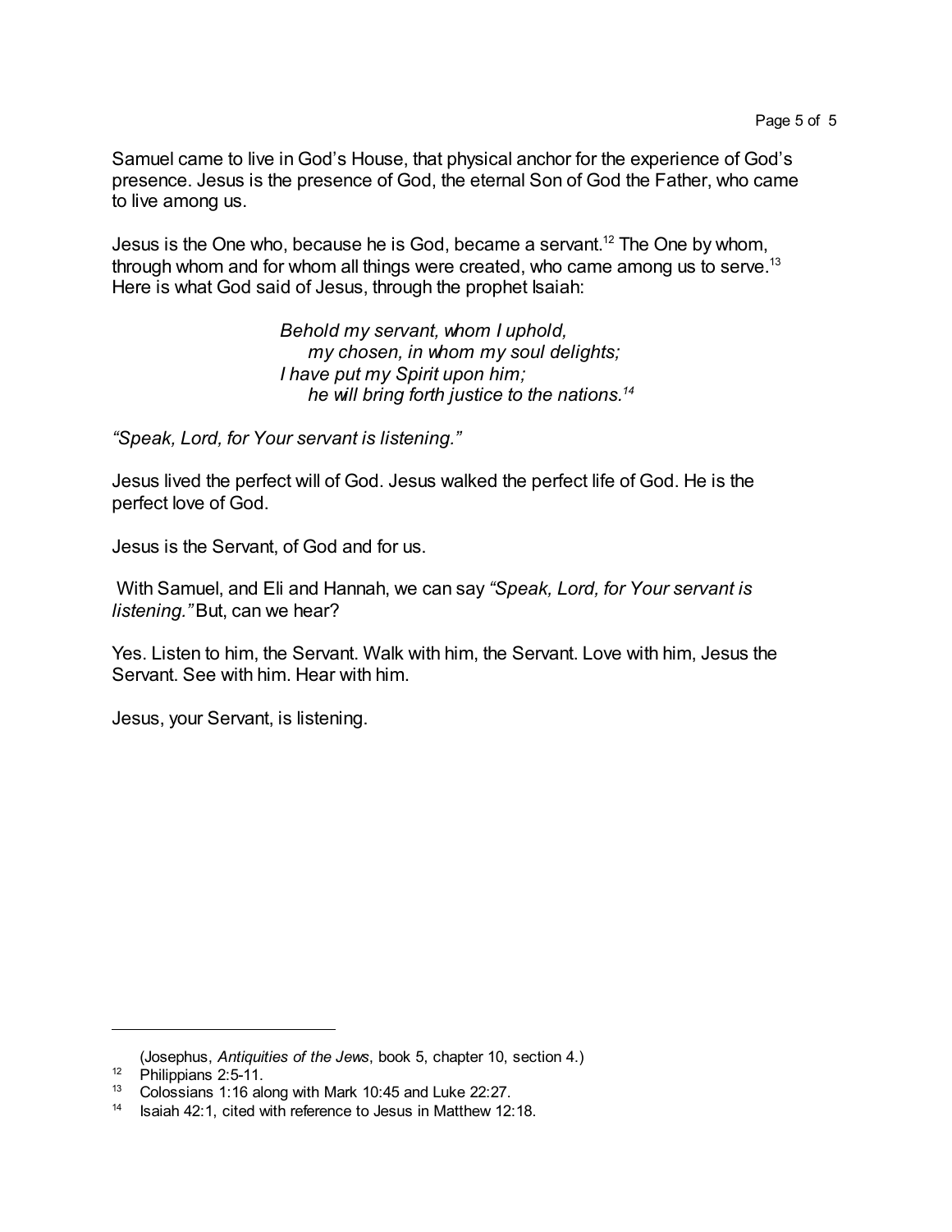Samuel came to live in God's House, that physical anchor for the experience of God's presence. Jesus is the presence of God, the eternal Son of God the Father, who came to live among us.

Jesus is the One who, because he is God, became a servant.[12] The One by whom, through whom and for whom all things were created, who came among us to serve.[13] Here is what God said of Jesus, through the prophet Isaiah:

> *Behold my servant, whom I uphold,*
> *my chosen, in whom my soul delights;*
> *I have put my Spirit upon him;*
> *he will bring forth justice to the nations.*[14]

*"Speak, Lord, for Your servant is listening."*

Jesus lived the perfect will of God. Jesus walked the perfect life of God. He is the perfect love of God.

Jesus is the Servant, of God and for us.

With Samuel, and Eli and Hannah, we can say *"Speak, Lord, for Your servant is listening."* But, can we hear?

Yes. Listen to him, the Servant. Walk with him, the Servant. Love with him, Jesus the Servant. See with him. Hear with him.

Jesus, your Servant, is listening.

---

(Josephus, *Antiquities of the Jews*, book 5, chapter 10, section 4.)

[12] Philippians 2:5-11.

[13] Colossians 1:16 along with Mark 10:45 and Luke 22:27.

[14] Isaiah 42:1, cited with reference to Jesus in Matthew 12:18.